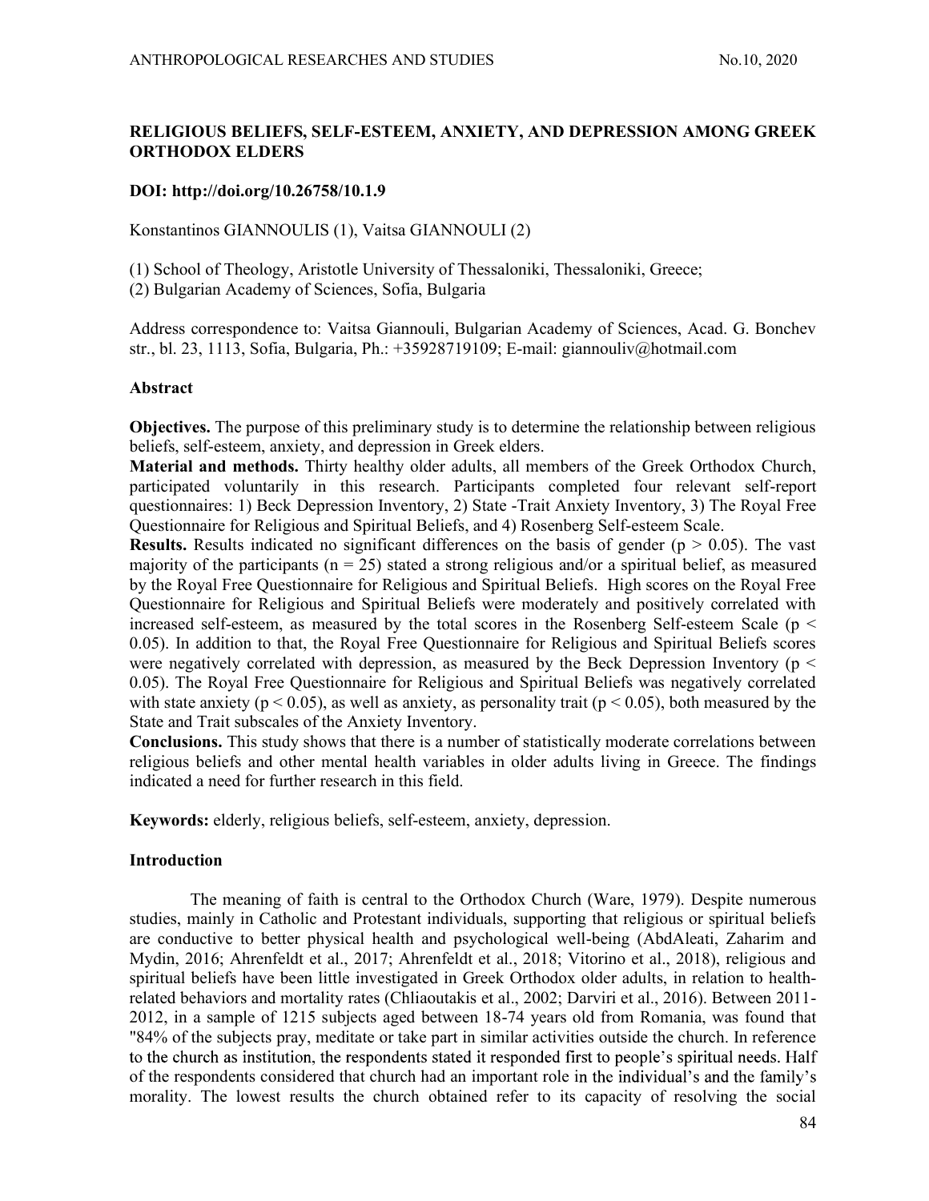# RELIGIOUS BELIEFS, SELF-ESTEEM, ANXIETY, AND DEPRESSION AMONG GREEK ORTHODOX ELDERS

**DOI: http://doi.org/10.26758/10.1.9**

Konstantinos GIANNOULIS (1), Vaitsa GIANNOULI (2)

(1) School of Theology, Aristotle University of Thessaloniki, Thessaloniki, Greece;
(2) Bulgarian Academy of Sciences, Sofia, Bulgaria

Address correspondence to: Vaitsa Giannouli, Bulgarian Academy of Sciences, Acad. G. Bonchev str., bl. 23, 1113, Sofia, Bulgaria, Ph.: +35928719109; E-mail: giannouliv@hotmail.com

## Abstract

**Objectives.** The purpose of this preliminary study is to determine the relationship between religious beliefs, self-esteem, anxiety, and depression in Greek elders.

**Material and methods.** Thirty healthy older adults, all members of the Greek Orthodox Church, participated voluntarily in this research. Participants completed four relevant self-report questionnaires: 1) Beck Depression Inventory, 2) State -Trait Anxiety Inventory, 3) The Royal Free Questionnaire for Religious and Spiritual Beliefs, and 4) Rosenberg Self-esteem Scale.

**Results.** Results indicated no significant differences on the basis of gender ($p > 0.05$). The vast majority of the participants ($n = 25$) stated a strong religious and/or a spiritual belief, as measured by the Royal Free Questionnaire for Religious and Spiritual Beliefs. High scores on the Royal Free Questionnaire for Religious and Spiritual Beliefs were moderately and positively correlated with increased self-esteem, as measured by the total scores in the Rosenberg Self-esteem Scale ($p < 0.05$). In addition to that, the Royal Free Questionnaire for Religious and Spiritual Beliefs scores were negatively correlated with depression, as measured by the Beck Depression Inventory ($p < 0.05$). The Royal Free Questionnaire for Religious and Spiritual Beliefs was negatively correlated with state anxiety ($p < 0.05$), as well as anxiety, as personality trait ($p < 0.05$), both measured by the State and Trait subscales of the Anxiety Inventory.

**Conclusions.** This study shows that there is a number of statistically moderate correlations between religious beliefs and other mental health variables in older adults living in Greece. The findings indicated a need for further research in this field.

**Keywords:** elderly, religious beliefs, self-esteem, anxiety, depression.

## Introduction

The meaning of faith is central to the Orthodox Church (Ware, 1979). Despite numerous studies, mainly in Catholic and Protestant individuals, supporting that religious or spiritual beliefs are conductive to better physical health and psychological well-being (AbdAleati, Zaharim and Mydin, 2016; Ahrenfeldt et al., 2017; Ahrenfeldt et al., 2018; Vitorino et al., 2018), religious and spiritual beliefs have been little investigated in Greek Orthodox older adults, in relation to health-related behaviors and mortality rates (Chliaoutakis et al., 2002; Darviri et al., 2016). Between 2011-2012, in a sample of 1215 subjects aged between 18-74 years old from Romania, was found that "84% of the subjects pray, meditate or take part in similar activities outside the church. In reference to the church as institution, the respondents stated it responded first to people's spiritual needs. Half of the respondents considered that church had an important role in the individual's and the family's morality. The lowest results the church obtained refer to its capacity of resolving the social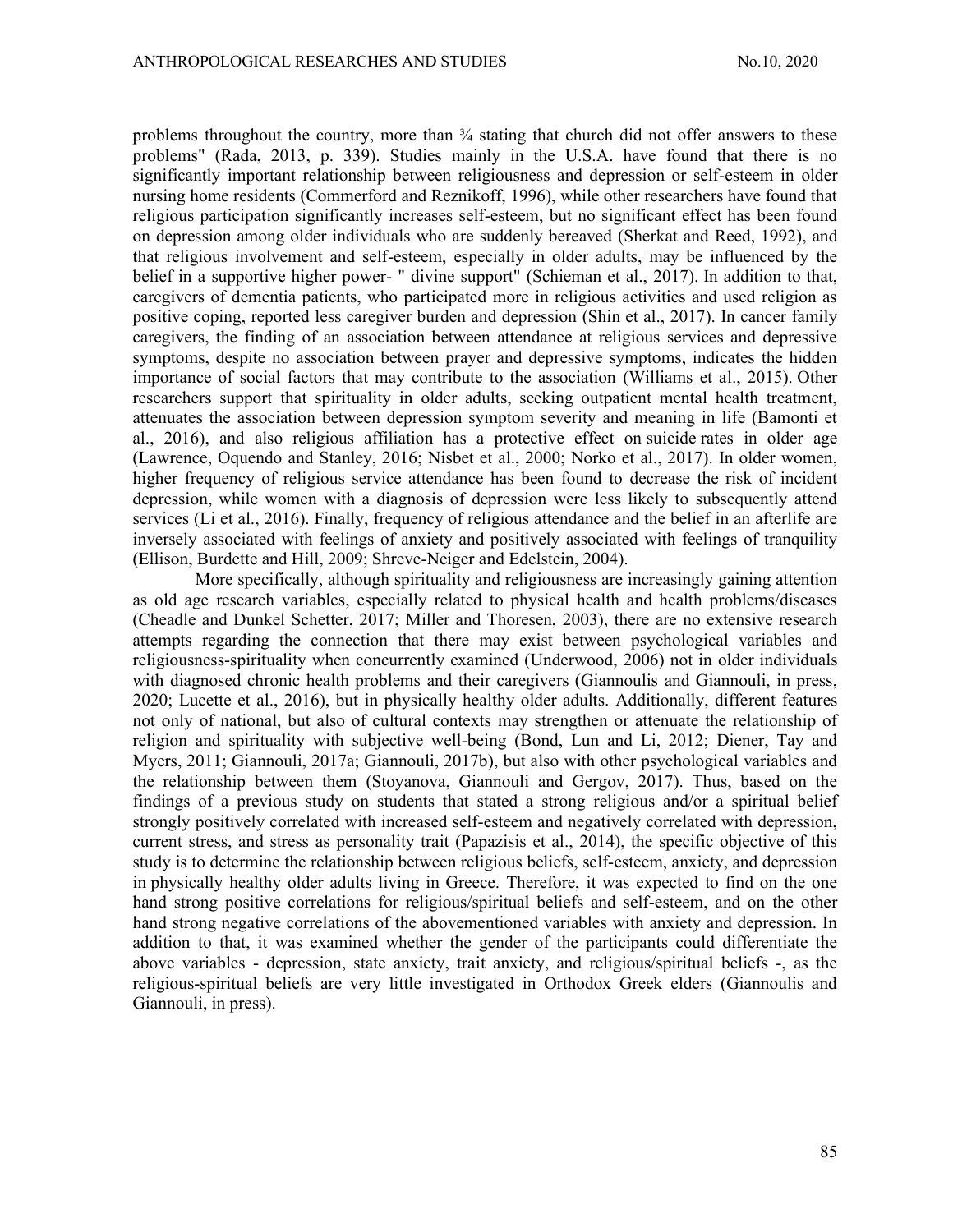problems throughout the country, more than ¾ stating that church did not offer answers to these problems" (Rada, 2013, p. 339). Studies mainly in the U.S.A. have found that there is no significantly important relationship between religiousness and depression or self-esteem in older nursing home residents (Commerford and Reznikoff, 1996), while other researchers have found that religious participation significantly increases self-esteem, but no significant effect has been found on depression among older individuals who are suddenly bereaved (Sherkat and Reed, 1992), and that religious involvement and self-esteem, especially in older adults, may be influenced by the belief in a supportive higher power- " divine support" (Schieman et al., 2017). In addition to that, caregivers of dementia patients, who participated more in religious activities and used religion as positive coping, reported less caregiver burden and depression (Shin et al., 2017). In cancer family caregivers, the finding of an association between attendance at religious services and depressive symptoms, despite no association between prayer and depressive symptoms, indicates the hidden importance of social factors that may contribute to the association (Williams et al., 2015). Other researchers support that spirituality in older adults, seeking outpatient mental health treatment, attenuates the association between depression symptom severity and meaning in life (Bamonti et al., 2016), and also religious affiliation has a protective effect on suicide rates in older age (Lawrence, Oquendo and Stanley, 2016; Nisbet et al., 2000; Norko et al., 2017). In older women, higher frequency of religious service attendance has been found to decrease the risk of incident depression, while women with a diagnosis of depression were less likely to subsequently attend services (Li et al., 2016). Finally, frequency of religious attendance and the belief in an afterlife are inversely associated with feelings of anxiety and positively associated with feelings of tranquility (Ellison, Burdette and Hill, 2009; Shreve-Neiger and Edelstein, 2004).

More specifically, although spirituality and religiousness are increasingly gaining attention as old age research variables, especially related to physical health and health problems/diseases (Cheadle and Dunkel Schetter, 2017; Miller and Thoresen, 2003), there are no extensive research attempts regarding the connection that there may exist between psychological variables and religiousness-spirituality when concurrently examined (Underwood, 2006) not in older individuals with diagnosed chronic health problems and their caregivers (Giannoulis and Giannouli, in press, 2020; Lucette et al., 2016), but in physically healthy older adults. Additionally, different features not only of national, but also of cultural contexts may strengthen or attenuate the relationship of religion and spirituality with subjective well-being (Bond, Lun and Li, 2012; Diener, Tay and Myers, 2011; Giannouli, 2017a; Giannouli, 2017b), but also with other psychological variables and the relationship between them (Stoyanova, Giannouli and Gergov, 2017). Thus, based on the findings of a previous study on students that stated a strong religious and/or a spiritual belief strongly positively correlated with increased self-esteem and negatively correlated with depression, current stress, and stress as personality trait (Papazisis et al., 2014), the specific objective of this study is to determine the relationship between religious beliefs, self-esteem, anxiety, and depression in physically healthy older adults living in Greece. Therefore, it was expected to find on the one hand strong positive correlations for religious/spiritual beliefs and self-esteem, and on the other hand strong negative correlations of the abovementioned variables with anxiety and depression. In addition to that, it was examined whether the gender of the participants could differentiate the above variables - depression, state anxiety, trait anxiety, and religious/spiritual beliefs -, as the religious-spiritual beliefs are very little investigated in Orthodox Greek elders (Giannoulis and Giannouli, in press).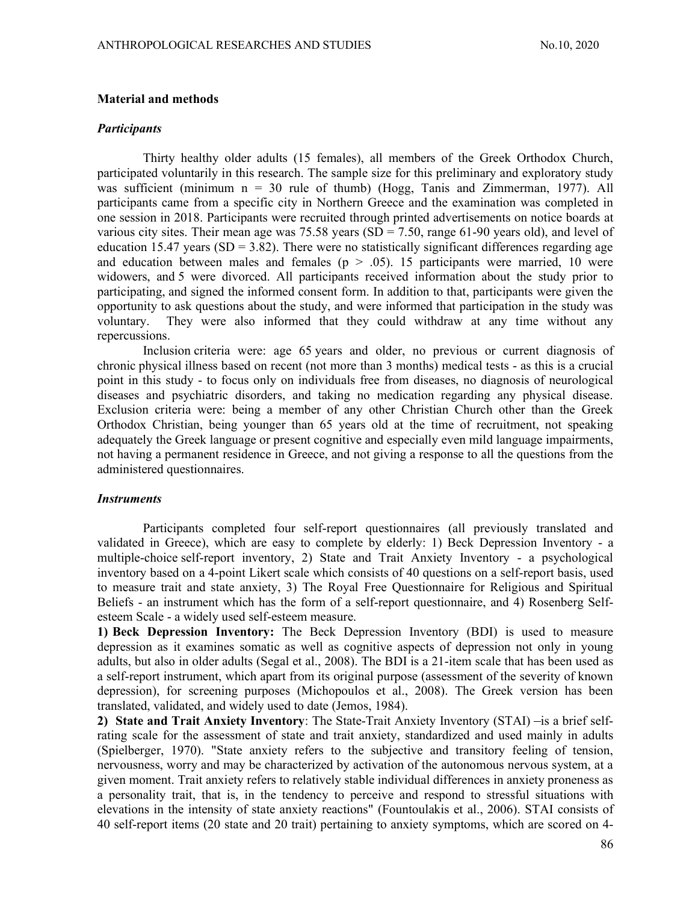## Material and methods

### *Participants*

Thirty healthy older adults (15 females), all members of the Greek Orthodox Church, participated voluntarily in this research. The sample size for this preliminary and exploratory study was sufficient (minimum n = 30 rule of thumb) (Hogg, Tanis and Zimmerman, 1977). All participants came from a specific city in Northern Greece and the examination was completed in one session in 2018. Participants were recruited through printed advertisements on notice boards at various city sites. Their mean age was 75.58 years (SD = 7.50, range 61-90 years old), and level of education 15.47 years (SD = 3.82). There were no statistically significant differences regarding age and education between males and females ($p > .05$). 15 participants were married, 10 were widowers, and 5 were divorced. All participants received information about the study prior to participating, and signed the informed consent form. In addition to that, participants were given the opportunity to ask questions about the study, and were informed that participation in the study was voluntary. They were also informed that they could withdraw at any time without any repercussions.

Inclusion criteria were: age 65 years and older, no previous or current diagnosis of chronic physical illness based on recent (not more than 3 months) medical tests - as this is a crucial point in this study - to focus only on individuals free from diseases, no diagnosis of neurological diseases and psychiatric disorders, and taking no medication regarding any physical disease. Exclusion criteria were: being a member of any other Christian Church other than the Greek Orthodox Christian, being younger than 65 years old at the time of recruitment, not speaking adequately the Greek language or present cognitive and especially even mild language impairments, not having a permanent residence in Greece, and not giving a response to all the questions from the administered questionnaires.

### *Instruments*

Participants completed four self-report questionnaires (all previously translated and validated in Greece), which are easy to complete by elderly: 1) Beck Depression Inventory - a multiple-choice self-report inventory, 2) State and Trait Anxiety Inventory - a psychological inventory based on a 4-point Likert scale which consists of 40 questions on a self-report basis, used to measure trait and state anxiety, 3) The Royal Free Questionnaire for Religious and Spiritual Beliefs - an instrument which has the form of a self-report questionnaire, and 4) Rosenberg Self-esteem Scale - a widely used self-esteem measure.

**1) Beck Depression Inventory:** The Beck Depression Inventory (BDI) is used to measure depression as it examines somatic as well as cognitive aspects of depression not only in young adults, but also in older adults (Segal et al., 2008). The BDI is a 21-item scale that has been used as a self-report instrument, which apart from its original purpose (assessment of the severity of known depression), for screening purposes (Michopoulos et al., 2008). The Greek version has been translated, validated, and widely used to date (Jemos, 1984).

**2) State and Trait Anxiety Inventory**: The State-Trait Anxiety Inventory (STAI) –is a brief self-rating scale for the assessment of state and trait anxiety, standardized and used mainly in adults (Spielberger, 1970). "State anxiety refers to the subjective and transitory feeling of tension, nervousness, worry and may be characterized by activation of the autonomous nervous system, at a given moment. Trait anxiety refers to relatively stable individual differences in anxiety proneness as a personality trait, that is, in the tendency to perceive and respond to stressful situations with elevations in the intensity of state anxiety reactions" (Fountoulakis et al., 2006). STAI consists of 40 self-report items (20 state and 20 trait) pertaining to anxiety symptoms, which are scored on 4-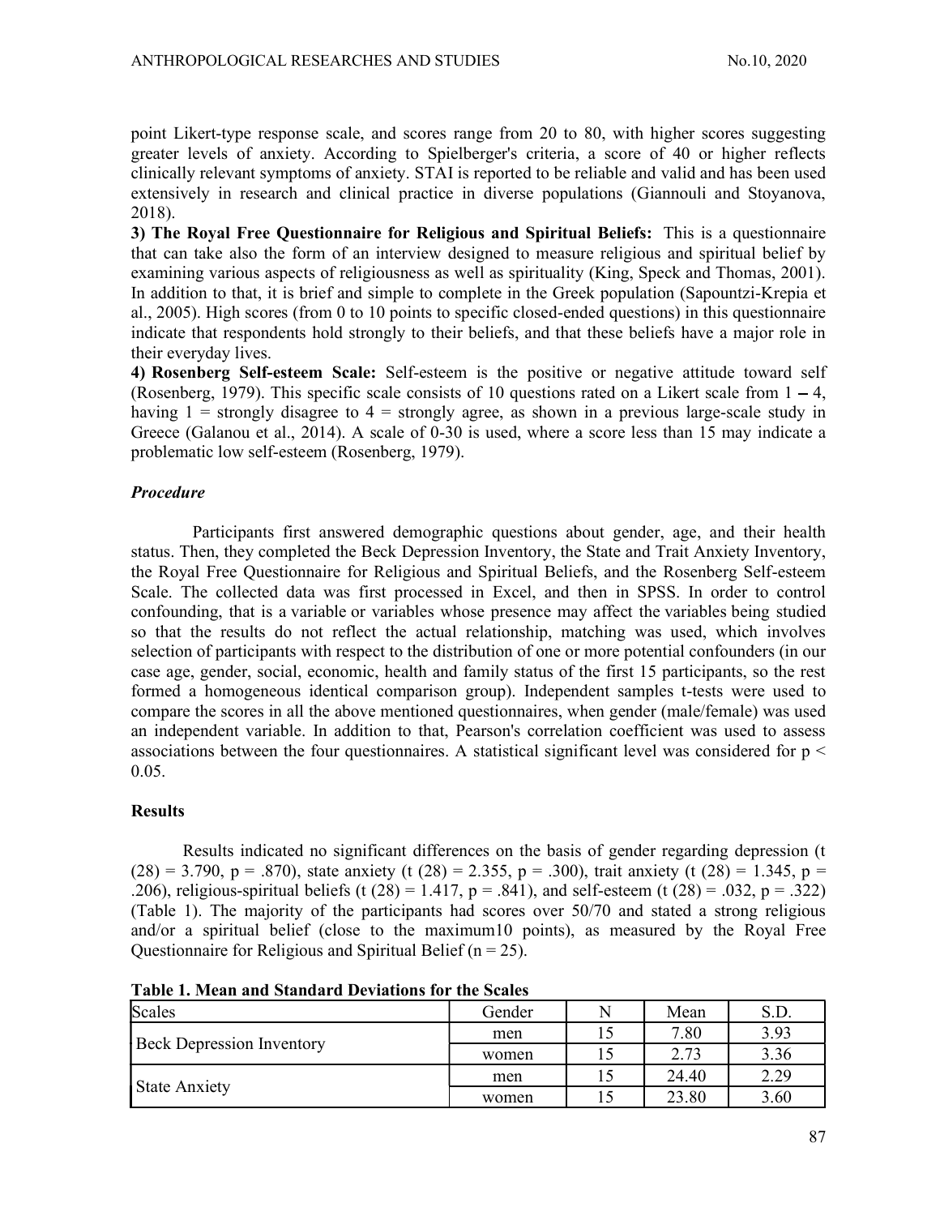point Likert-type response scale, and scores range from 20 to 80, with higher scores suggesting greater levels of anxiety. According to Spielberger's criteria, a score of 40 or higher reflects clinically relevant symptoms of anxiety. STAI is reported to be reliable and valid and has been used extensively in research and clinical practice in diverse populations (Giannouli and Stoyanova, 2018).

**3) The Royal Free Questionnaire for Religious and Spiritual Beliefs:** This is a questionnaire that can take also the form of an interview designed to measure religious and spiritual belief by examining various aspects of religiousness as well as spirituality (King, Speck and Thomas, 2001). In addition to that, it is brief and simple to complete in the Greek population (Sapountzi-Krepia et al., 2005). High scores (from 0 to 10 points to specific closed-ended questions) in this questionnaire indicate that respondents hold strongly to their beliefs, and that these beliefs have a major role in their everyday lives.

**4) Rosenberg Self-esteem Scale:** Self-esteem is the positive or negative attitude toward self (Rosenberg, 1979). This specific scale consists of 10 questions rated on a Likert scale from 1 – 4, having 1 = strongly disagree to 4 = strongly agree, as shown in a previous large-scale study in Greece (Galanou et al., 2014). A scale of 0-30 is used, where a score less than 15 may indicate a problematic low self-esteem (Rosenberg, 1979).

### *Procedure*

Participants first answered demographic questions about gender, age, and their health status. Then, they completed the Beck Depression Inventory, the State and Trait Anxiety Inventory, the Royal Free Questionnaire for Religious and Spiritual Beliefs, and the Rosenberg Self-esteem Scale. The collected data was first processed in Excel, and then in SPSS. In order to control confounding, that is a variable or variables whose presence may affect the variables being studied so that the results do not reflect the actual relationship, matching was used, which involves selection of participants with respect to the distribution of one or more potential confounders (in our case age, gender, social, economic, health and family status of the first 15 participants, so the rest formed a homogeneous identical comparison group). Independent samples t-tests were used to compare the scores in all the above mentioned questionnaires, when gender (male/female) was used an independent variable. In addition to that, Pearson's correlation coefficient was used to assess associations between the four questionnaires. A statistical significant level was considered for $p < 0.05$.

## Results

Results indicated no significant differences on the basis of gender regarding depression ($t(28) = 3.790$, $p = .870$), state anxiety ($t(28) = 2.355$, $p = .300$), trait anxiety ($t(28) = 1.345$, $p = .206$), religious-spiritual beliefs ($t(28) = 1.417$, $p = .841$), and self-esteem ($t(28) = .032$, $p = .322$) (Table 1). The majority of the participants had scores over 50/70 and stated a strong religious and/or a spiritual belief (close to the maximum10 points), as measured by the Royal Free Questionnaire for Religious and Spiritual Belief ($n = 25$).

**Table 1. Mean and Standard Deviations for the Scales**

| Scales | Gender | N | Mean | S.D. |
|---|---|---|---|---|
| Beck Depression Inventory | men | 15 | 7.80 | 3.93 |
| | women | 15 | 2.73 | 3.36 |
| State Anxiety | men | 15 | 24.40 | 2.29 |
| | women | 15 | 23.80 | 3.60 |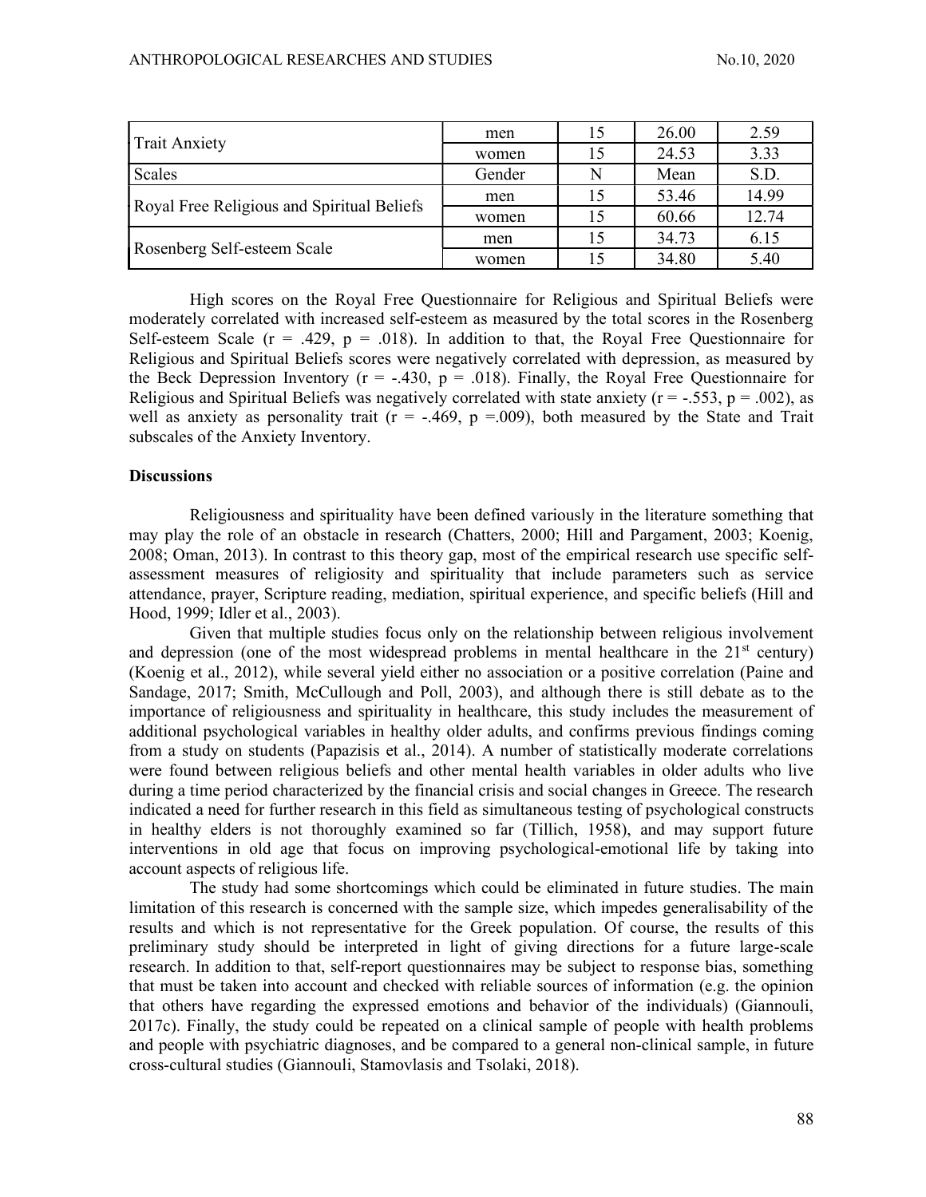| | Gender | N | Mean | S.D. |
|---|---|---|---|---|
| Trait Anxiety | men | 15 | 26.00 | 2.59 |
| | women | 15 | 24.53 | 3.33 |
| Scales | Gender | N | Mean | S.D. |
| Royal Free Religious and Spiritual Beliefs | men | 15 | 53.46 | 14.99 |
| | women | 15 | 60.66 | 12.74 |
| Rosenberg Self-esteem Scale | men | 15 | 34.73 | 6.15 |
| | women | 15 | 34.80 | 5.40 |

High scores on the Royal Free Questionnaire for Religious and Spiritual Beliefs were moderately correlated with increased self-esteem as measured by the total scores in the Rosenberg Self-esteem Scale ($r = .429$, $p = .018$). In addition to that, the Royal Free Questionnaire for Religious and Spiritual Beliefs scores were negatively correlated with depression, as measured by the Beck Depression Inventory ($r = -.430$, $p = .018$). Finally, the Royal Free Questionnaire for Religious and Spiritual Beliefs was negatively correlated with state anxiety ($r = -.553$, $p = .002$), as well as anxiety as personality trait ($r = -.469$, $p = .009$), both measured by the State and Trait subscales of the Anxiety Inventory.

## Discussions

Religiousness and spirituality have been defined variously in the literature something that may play the role of an obstacle in research (Chatters, 2000; Hill and Pargament, 2003; Koenig, 2008; Oman, 2013). In contrast to this theory gap, most of the empirical research use specific self-assessment measures of religiosity and spirituality that include parameters such as service attendance, prayer, Scripture reading, mediation, spiritual experience, and specific beliefs (Hill and Hood, 1999; Idler et al., 2003).

Given that multiple studies focus only on the relationship between religious involvement and depression (one of the most widespread problems in mental healthcare in the 21st century) (Koenig et al., 2012), while several yield either no association or a positive correlation (Paine and Sandage, 2017; Smith, McCullough and Poll, 2003), and although there is still debate as to the importance of religiousness and spirituality in healthcare, this study includes the measurement of additional psychological variables in healthy older adults, and confirms previous findings coming from a study on students (Papazisis et al., 2014). A number of statistically moderate correlations were found between religious beliefs and other mental health variables in older adults who live during a time period characterized by the financial crisis and social changes in Greece. The research indicated a need for further research in this field as simultaneous testing of psychological constructs in healthy elders is not thoroughly examined so far (Tillich, 1958), and may support future interventions in old age that focus on improving psychological-emotional life by taking into account aspects of religious life.

The study had some shortcomings which could be eliminated in future studies. The main limitation of this research is concerned with the sample size, which impedes generalisability of the results and which is not representative for the Greek population. Of course, the results of this preliminary study should be interpreted in light of giving directions for a future large-scale research. In addition to that, self-report questionnaires may be subject to response bias, something that must be taken into account and checked with reliable sources of information (e.g. the opinion that others have regarding the expressed emotions and behavior of the individuals) (Giannouli, 2017c). Finally, the study could be repeated on a clinical sample of people with health problems and people with psychiatric diagnoses, and be compared to a general non-clinical sample, in future cross-cultural studies (Giannouli, Stamovlasis and Tsolaki, 2018).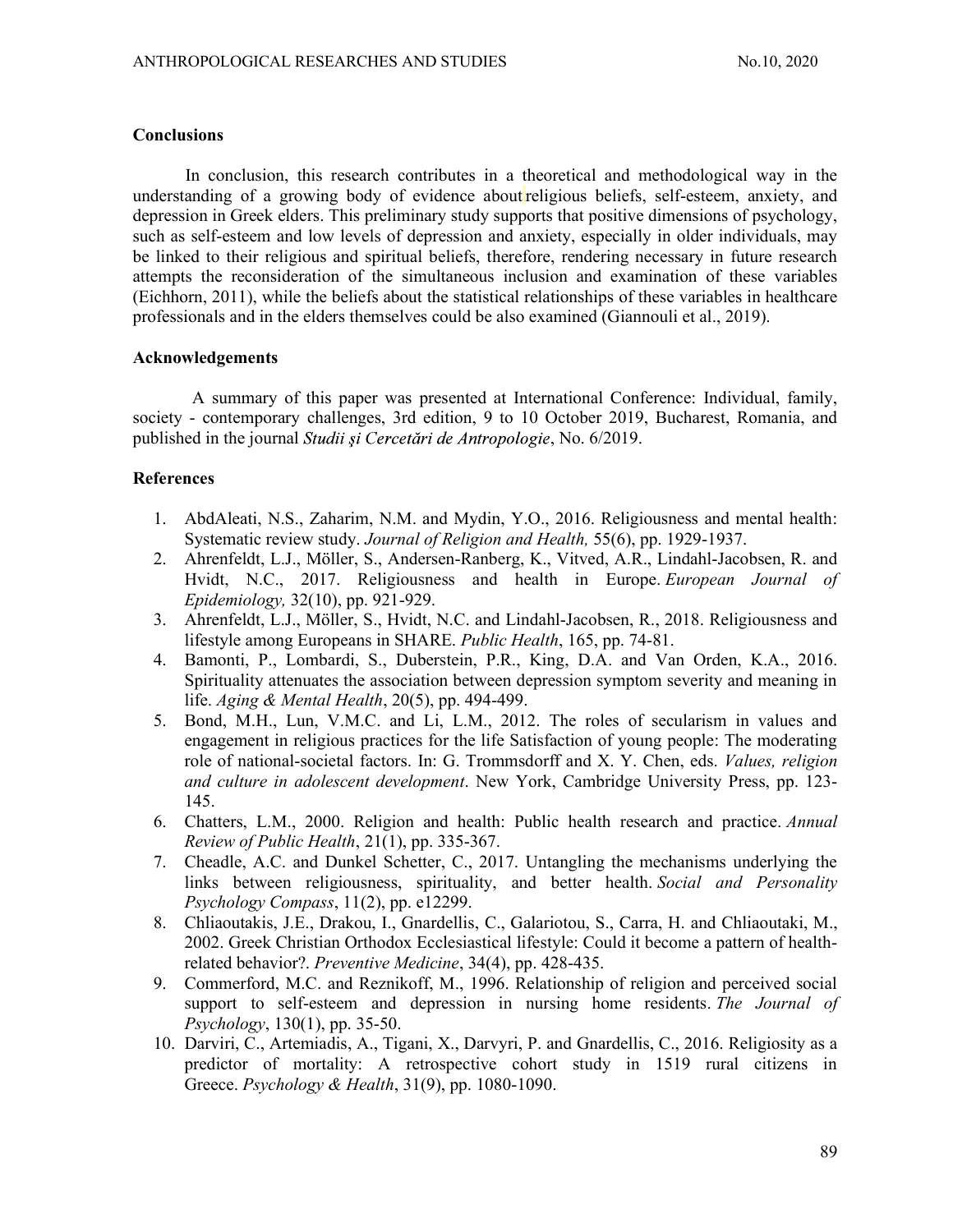## Conclusions

In conclusion, this research contributes in a theoretical and methodological way in the understanding of a growing body of evidence about religious beliefs, self-esteem, anxiety, and depression in Greek elders. This preliminary study supports that positive dimensions of psychology, such as self-esteem and low levels of depression and anxiety, especially in older individuals, may be linked to their religious and spiritual beliefs, therefore, rendering necessary in future research attempts the reconsideration of the simultaneous inclusion and examination of these variables (Eichhorn, 2011), while the beliefs about the statistical relationships of these variables in healthcare professionals and in the elders themselves could be also examined (Giannouli et al., 2019).

## Acknowledgements

A summary of this paper was presented at International Conference: Individual, family, society - contemporary challenges, 3rd edition, 9 to 10 October 2019, Bucharest, Romania, and published in the journal *Studii și Cercetări de Antropologie*, No. 6/2019.

## References

1. AbdAleati, N.S., Zaharim, N.M. and Mydin, Y.O., 2016. Religiousness and mental health: Systematic review study. *Journal of Religion and Health,* 55(6), pp. 1929-1937.
2. Ahrenfeldt, L.J., Möller, S., Andersen-Ranberg, K., Vitved, A.R., Lindahl-Jacobsen, R. and Hvidt, N.C., 2017. Religiousness and health in Europe. *European Journal of Epidemiology,* 32(10), pp. 921-929.
3. Ahrenfeldt, L.J., Möller, S., Hvidt, N.C. and Lindahl-Jacobsen, R., 2018. Religiousness and lifestyle among Europeans in SHARE. *Public Health*, 165, pp. 74-81.
4. Bamonti, P., Lombardi, S., Duberstein, P.R., King, D.A. and Van Orden, K.A., 2016. Spirituality attenuates the association between depression symptom severity and meaning in life. *Aging & Mental Health*, 20(5), pp. 494-499.
5. Bond, M.H., Lun, V.M.C. and Li, L.M., 2012. The roles of secularism in values and engagement in religious practices for the life Satisfaction of young people: The moderating role of national-societal factors. In: G. Trommsdorff and X. Y. Chen, eds. *Values, religion and culture in adolescent development*. New York, Cambridge University Press, pp. 123-145.
6. Chatters, L.M., 2000. Religion and health: Public health research and practice. *Annual Review of Public Health*, 21(1), pp. 335-367.
7. Cheadle, A.C. and Dunkel Schetter, C., 2017. Untangling the mechanisms underlying the links between religiousness, spirituality, and better health. *Social and Personality Psychology Compass*, 11(2), pp. e12299.
8. Chliaoutakis, J.E., Drakou, I., Gnardellis, C., Galariotou, S., Carra, H. and Chliaoutaki, M., 2002. Greek Christian Orthodox Ecclesiastical lifestyle: Could it become a pattern of health-related behavior?. *Preventive Medicine*, 34(4), pp. 428-435.
9. Commerford, M.C. and Reznikoff, M., 1996. Relationship of religion and perceived social support to self-esteem and depression in nursing home residents. *The Journal of Psychology*, 130(1), pp. 35-50.
10. Darviri, C., Artemiadis, A., Tigani, X., Darvyri, P. and Gnardellis, C., 2016. Religiosity as a predictor of mortality: A retrospective cohort study in 1519 rural citizens in Greece. *Psychology & Health*, 31(9), pp. 1080-1090.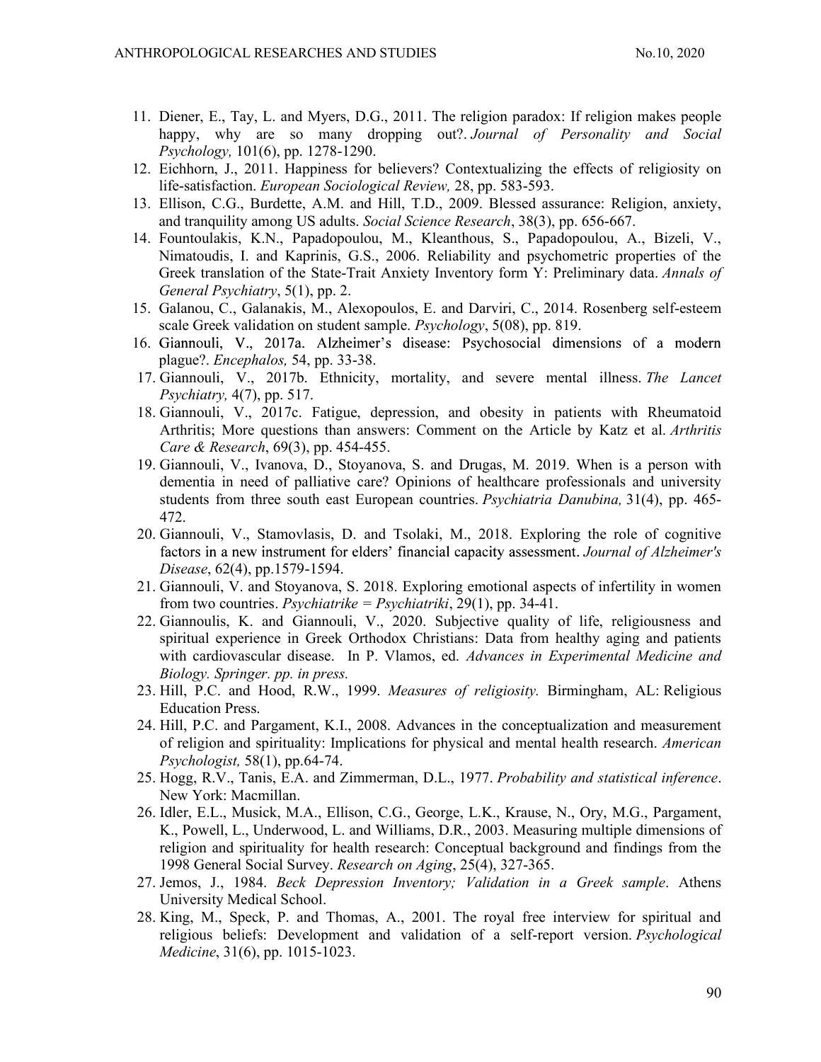11. Diener, E., Tay, L. and Myers, D.G., 2011. The religion paradox: If religion makes people happy, why are so many dropping out?. *Journal of Personality and Social Psychology,* 101(6), pp. 1278-1290.
12. Eichhorn, J., 2011. Happiness for believers? Contextualizing the effects of religiosity on life-satisfaction. *European Sociological Review,* 28, pp. 583-593.
13. Ellison, C.G., Burdette, A.M. and Hill, T.D., 2009. Blessed assurance: Religion, anxiety, and tranquility among US adults. *Social Science Research*, 38(3), pp. 656-667.
14. Fountoulakis, K.N., Papadopoulou, M., Kleanthous, S., Papadopoulou, A., Bizeli, V., Nimatoudis, I. and Kaprinis, G.S., 2006. Reliability and psychometric properties of the Greek translation of the State-Trait Anxiety Inventory form Y: Preliminary data. *Annals of General Psychiatry*, 5(1), pp. 2.
15. Galanou, C., Galanakis, M., Alexopoulos, E. and Darviri, C., 2014. Rosenberg self-esteem scale Greek validation on student sample. *Psychology*, 5(08), pp. 819.
16. Giannouli, V., 2017a. Alzheimer's disease: Psychosocial dimensions of a modern plague?. *Encephalos,* 54, pp. 33-38.
17. Giannouli, V., 2017b. Ethnicity, mortality, and severe mental illness. *The Lancet Psychiatry,* 4(7), pp. 517.
18. Giannouli, V., 2017c. Fatigue, depression, and obesity in patients with Rheumatoid Arthritis; More questions than answers: Comment on the Article by Katz et al. *Arthritis Care & Research*, 69(3), pp. 454-455.
19. Giannouli, V., Ivanova, D., Stoyanova, S. and Drugas, M. 2019. When is a person with dementia in need of palliative care? Opinions of healthcare professionals and university students from three south east European countries. *Psychiatria Danubina,* 31(4), pp. 465-472.
20. Giannouli, V., Stamovlasis, D. and Tsolaki, M., 2018. Exploring the role of cognitive factors in a new instrument for elders' financial capacity assessment. *Journal of Alzheimer's Disease*, 62(4), pp.1579-1594.
21. Giannouli, V. and Stoyanova, S. 2018. Exploring emotional aspects of infertility in women from two countries. *Psychiatrike = Psychiatriki*, 29(1), pp. 34-41.
22. Giannoulis, K. and Giannouli, V., 2020. Subjective quality of life, religiousness and spiritual experience in Greek Orthodox Christians: Data from healthy aging and patients with cardiovascular disease. In P. Vlamos, ed. *Advances in Experimental Medicine and Biology. Springer. pp. in press.*
23. Hill, P.C. and Hood, R.W., 1999. *Measures of religiosity.* Birmingham, AL: Religious Education Press.
24. Hill, P.C. and Pargament, K.I., 2008. Advances in the conceptualization and measurement of religion and spirituality: Implications for physical and mental health research. *American Psychologist,* 58(1), pp.64-74.
25. Hogg, R.V., Tanis, E.A. and Zimmerman, D.L., 1977. *Probability and statistical inference*. New York: Macmillan.
26. Idler, E.L., Musick, M.A., Ellison, C.G., George, L.K., Krause, N., Ory, M.G., Pargament, K., Powell, L., Underwood, L. and Williams, D.R., 2003. Measuring multiple dimensions of religion and spirituality for health research: Conceptual background and findings from the 1998 General Social Survey. *Research on Aging*, 25(4), 327-365.
27. Jemos, J., 1984. *Beck Depression Inventory; Validation in a Greek sample*. Athens University Medical School.
28. King, M., Speck, P. and Thomas, A., 2001. The royal free interview for spiritual and religious beliefs: Development and validation of a self-report version. *Psychological Medicine*, 31(6), pp. 1015-1023.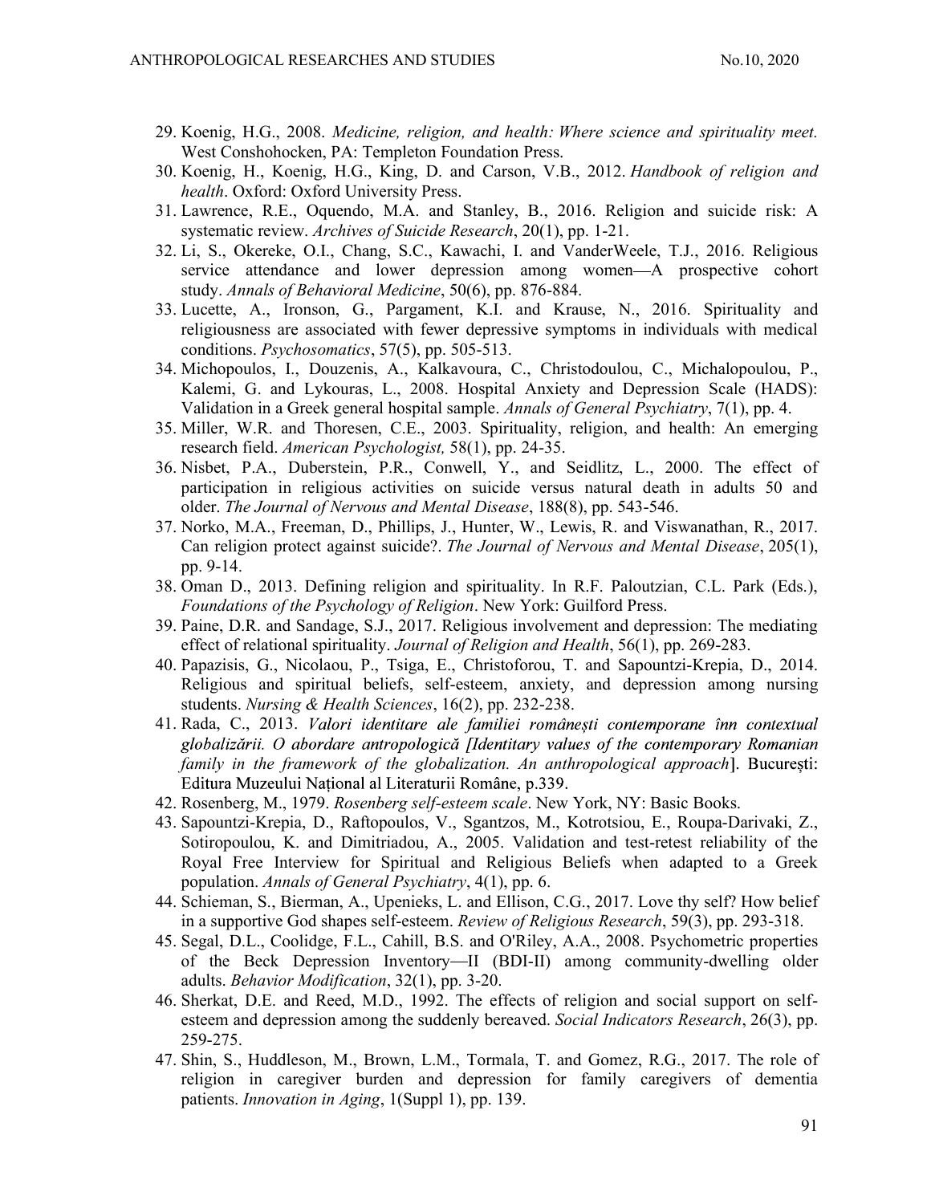29. Koenig, H.G., 2008. *Medicine, religion, and health: Where science and spirituality meet.* West Conshohocken, PA: Templeton Foundation Press.
30. Koenig, H., Koenig, H.G., King, D. and Carson, V.B., 2012. *Handbook of religion and health*. Oxford: Oxford University Press.
31. Lawrence, R.E., Oquendo, M.A. and Stanley, B., 2016. Religion and suicide risk: A systematic review. *Archives of Suicide Research*, 20(1), pp. 1-21.
32. Li, S., Okereke, O.I., Chang, S.C., Kawachi, I. and VanderWeele, T.J., 2016. Religious service attendance and lower depression among women—A prospective cohort study. *Annals of Behavioral Medicine*, 50(6), pp. 876-884.
33. Lucette, A., Ironson, G., Pargament, K.I. and Krause, N., 2016. Spirituality and religiousness are associated with fewer depressive symptoms in individuals with medical conditions. *Psychosomatics*, 57(5), pp. 505-513.
34. Michopoulos, I., Douzenis, A., Kalkavoura, C., Christodoulou, C., Michalopoulou, P., Kalemi, G. and Lykouras, L., 2008. Hospital Anxiety and Depression Scale (HADS): Validation in a Greek general hospital sample. *Annals of General Psychiatry*, 7(1), pp. 4.
35. Miller, W.R. and Thoresen, C.E., 2003. Spirituality, religion, and health: An emerging research field. *American Psychologist,* 58(1), pp. 24-35.
36. Nisbet, P.A., Duberstein, P.R., Conwell, Y., and Seidlitz, L., 2000. The effect of participation in religious activities on suicide versus natural death in adults 50 and older. *The Journal of Nervous and Mental Disease*, 188(8), pp. 543-546.
37. Norko, M.A., Freeman, D., Phillips, J., Hunter, W., Lewis, R. and Viswanathan, R., 2017. Can religion protect against suicide?. *The Journal of Nervous and Mental Disease*, 205(1), pp. 9-14.
38. Oman D., 2013. Defining religion and spirituality. In R.F. Paloutzian, C.L. Park (Eds.), *Foundations of the Psychology of Religion*. New York: Guilford Press.
39. Paine, D.R. and Sandage, S.J., 2017. Religious involvement and depression: The mediating effect of relational spirituality. *Journal of Religion and Health*, 56(1), pp. 269-283.
40. Papazisis, G., Nicolaou, P., Tsiga, E., Christoforou, T. and Sapountzi-Krepia, D., 2014. Religious and spiritual beliefs, self-esteem, anxiety, and depression among nursing students. *Nursing & Health Sciences*, 16(2), pp. 232-238.
41. Rada, C., 2013. *Valori identitare ale familiei românești contemporane înn contextual globalizării. O abordare antropologică [Identitary values of the contemporary Romanian family in the framework of the globalization. An anthropological approach*]. București: Editura Muzeului Național al Literaturii Române, p.339.
42. Rosenberg, M., 1979. *Rosenberg self-esteem scale*. New York, NY: Basic Books.
43. Sapountzi-Krepia, D., Raftopoulos, V., Sgantzos, M., Kotrotsiou, E., Roupa-Darivaki, Z., Sotiropoulou, K. and Dimitriadou, A., 2005. Validation and test-retest reliability of the Royal Free Interview for Spiritual and Religious Beliefs when adapted to a Greek population. *Annals of General Psychiatry*, 4(1), pp. 6.
44. Schieman, S., Bierman, A., Upenieks, L. and Ellison, C.G., 2017. Love thy self? How belief in a supportive God shapes self-esteem. *Review of Religious Research*, 59(3), pp. 293-318.
45. Segal, D.L., Coolidge, F.L., Cahill, B.S. and O'Riley, A.A., 2008. Psychometric properties of the Beck Depression Inventory—II (BDI-II) among community-dwelling older adults. *Behavior Modification*, 32(1), pp. 3-20.
46. Sherkat, D.E. and Reed, M.D., 1992. The effects of religion and social support on self-esteem and depression among the suddenly bereaved. *Social Indicators Research*, 26(3), pp. 259-275.
47. Shin, S., Huddleson, M., Brown, L.M., Tormala, T. and Gomez, R.G., 2017. The role of religion in caregiver burden and depression for family caregivers of dementia patients. *Innovation in Aging*, 1(Suppl 1), pp. 139.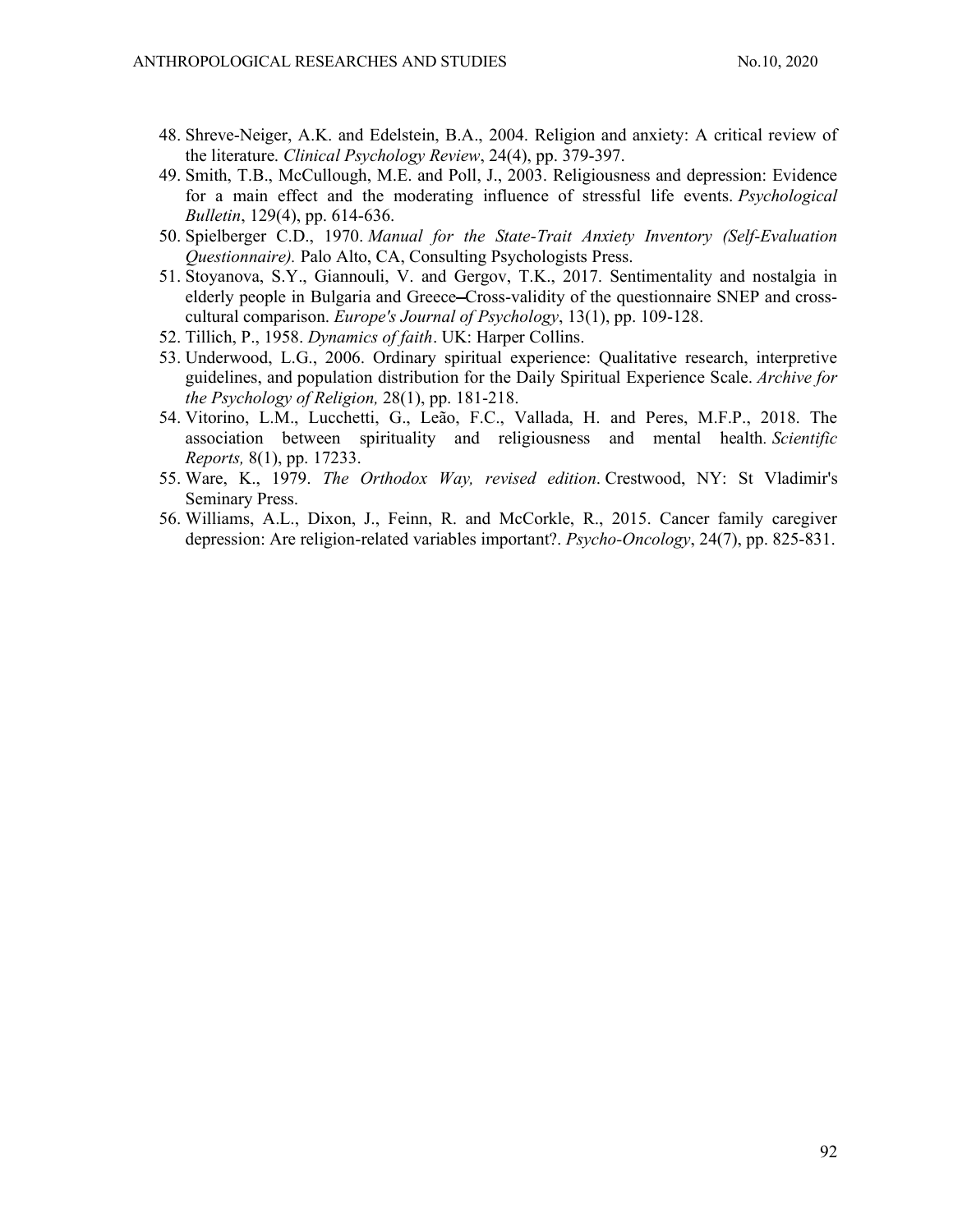48. Shreve-Neiger, A.K. and Edelstein, B.A., 2004. Religion and anxiety: A critical review of the literature. *Clinical Psychology Review*, 24(4), pp. 379-397.
49. Smith, T.B., McCullough, M.E. and Poll, J., 2003. Religiousness and depression: Evidence for a main effect and the moderating influence of stressful life events. *Psychological Bulletin*, 129(4), pp. 614-636.
50. Spielberger C.D., 1970. *Manual for the State-Trait Anxiety Inventory (Self-Evaluation Questionnaire).* Palo Alto, CA, Consulting Psychologists Press.
51. Stoyanova, S.Y., Giannouli, V. and Gergov, T.K., 2017. Sentimentality and nostalgia in elderly people in Bulgaria and Greece–Cross-validity of the questionnaire SNEP and cross-cultural comparison. *Europe's Journal of Psychology*, 13(1), pp. 109-128.
52. Tillich, P., 1958. *Dynamics of faith*. UK: Harper Collins.
53. Underwood, L.G., 2006. Ordinary spiritual experience: Qualitative research, interpretive guidelines, and population distribution for the Daily Spiritual Experience Scale. *Archive for the Psychology of Religion,* 28(1), pp. 181-218.
54. Vitorino, L.M., Lucchetti, G., Leão, F.C., Vallada, H. and Peres, M.F.P., 2018. The association between spirituality and religiousness and mental health. *Scientific Reports,* 8(1), pp. 17233.
55. Ware, K., 1979. *The Orthodox Way, revised edition*. Crestwood, NY: St Vladimir's Seminary Press.
56. Williams, A.L., Dixon, J., Feinn, R. and McCorkle, R., 2015. Cancer family caregiver depression: Are religion-related variables important?. *Psycho-Oncology*, 24(7), pp. 825-831.